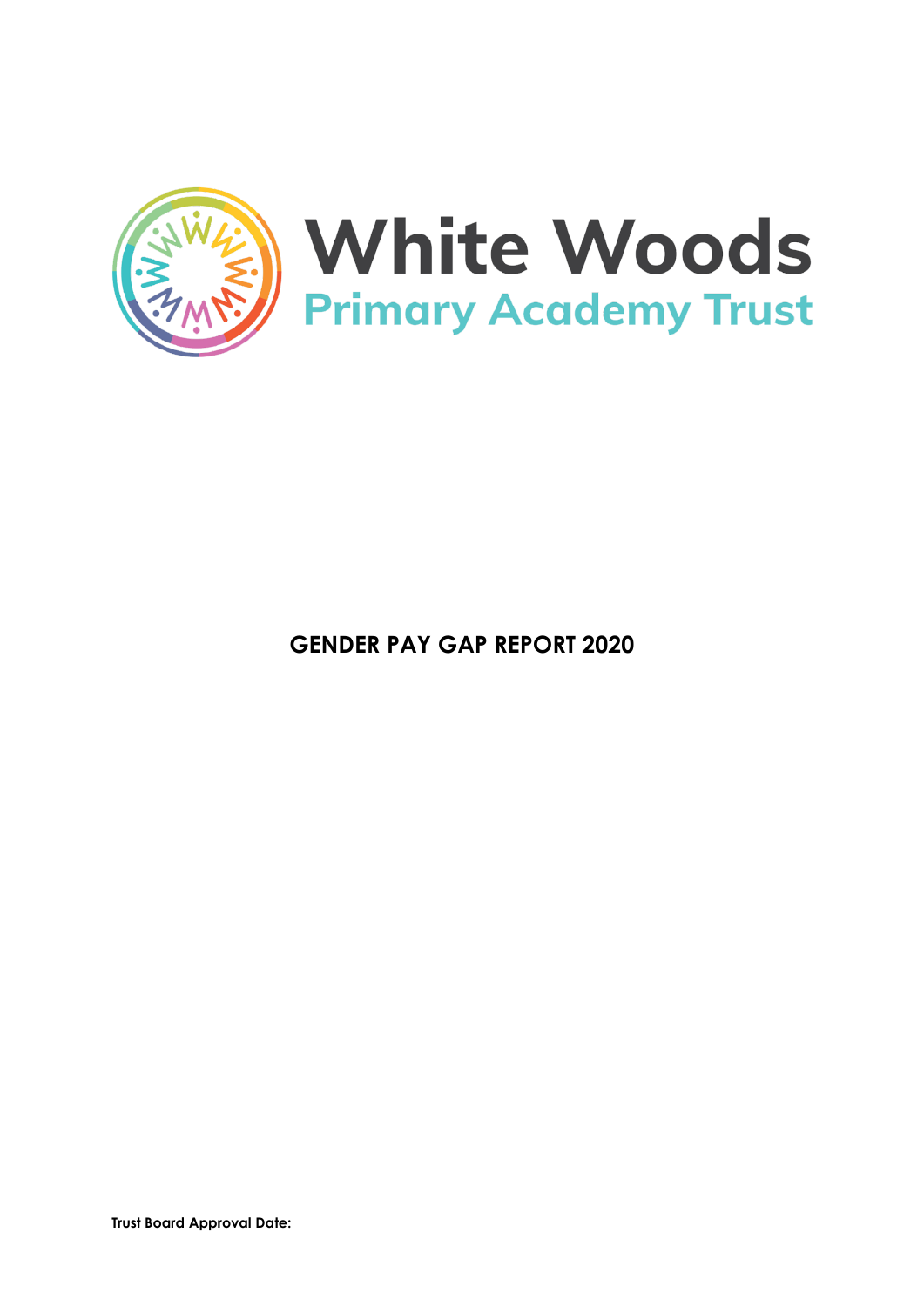White Woods

Primary Academy Trust

# GENDER PAY GAP REPORT 2020

**Trust Board Approval Date:**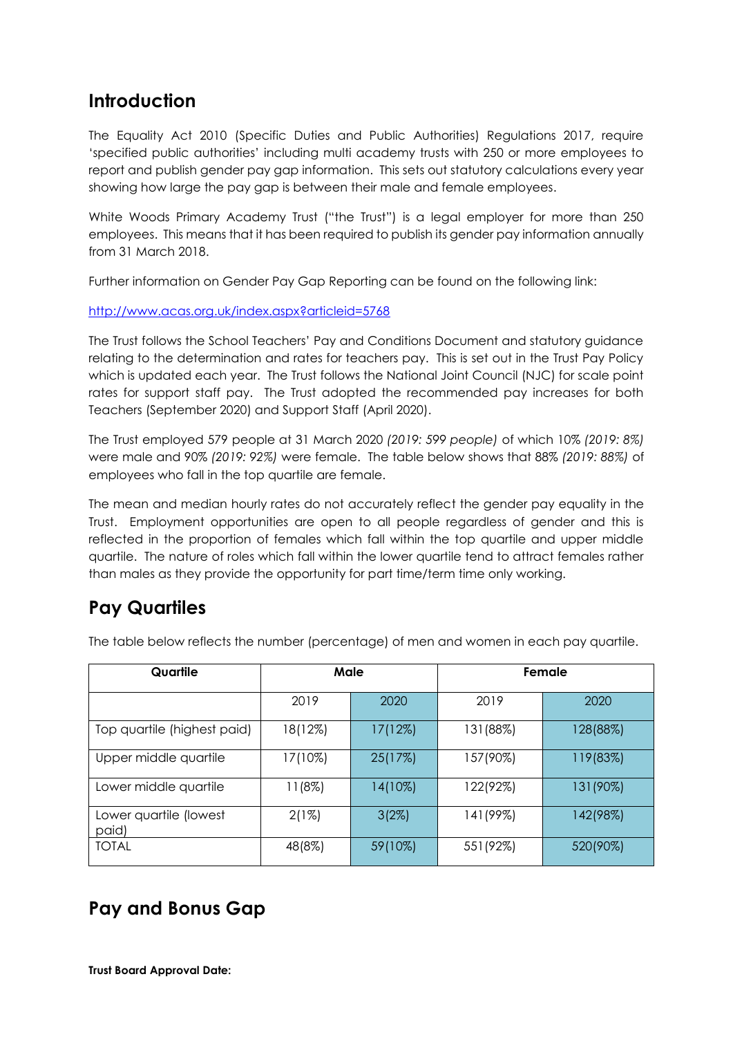## Introduction

The Equality Act 2010 (Specific Duties and Public Authorities) Regulations 2017, require 'specified public authorities' including multi academy trusts with 250 or more employees to report and publish gender pay gap information. This sets out statutory calculations every year showing how large the pay gap is between their male and female employees.

White Woods Primary Academy Trust ("the Trust") is a legal employer for more than 250 employees. This means that it has been required to publish its gender pay information annually from 31 March 2018.

Further information on Gender Pay Gap Reporting can be found on the following link:

[http://www.acas.org.uk/index.aspx?articleid=5768](http://www.acas.org.uk/index.aspx?articleid=5768)

The Trust follows the School Teachers' Pay and Conditions Document and statutory guidance relating to the determination and rates for teachers pay. This is set out in the Trust Pay Policy which is updated each year. The Trust follows the National Joint Council (NJC) for scale point rates for support staff pay. The Trust adopted the recommended pay increases for both Teachers (September 2020) and Support Staff (April 2020).

The Trust employed 579 people at 31 March 2020 *(2019: 599 people)* of which 10% *(2019: 8%)* were male and 90% *(2019: 92%)* were female. The table below shows that 88% *(2019: 88%)* of employees who fall in the top quartile are female.

The mean and median hourly rates do not accurately reflect the gender pay equality in the Trust. Employment opportunities are open to all people regardless of gender and this is reflected in the proportion of females which fall within the top quartile and upper middle quartile. The nature of roles which fall within the lower quartile tend to attract females rather than males as they provide the opportunity for part time/term time only working.

## Pay Quartiles

The table below reflects the number (percentage) of men and women in each pay quartile.

| Quartile | Male | | Female | |
|---|---|---|---|---|
| | 2019 | 2020 | 2019 | 2020 |
| Top quartile (highest paid) | 18(12%) | 17(12%) | 131(88%) | 128(88%) |
| Upper middle quartile | 17(10%) | 25(17%) | 157(90%) | 119(83%) |
| Lower middle quartile | 11(8%) | 14(10%) | 122(92%) | 131(90%) |
| Lower quartile (lowest paid) | 2(1%) | 3(2%) | 141(99%) | 142(98%) |
| TOTAL | 48(8%) | 59(10%) | 551(92%) | 520(90%) |

## Pay and Bonus Gap

**Trust Board Approval Date:**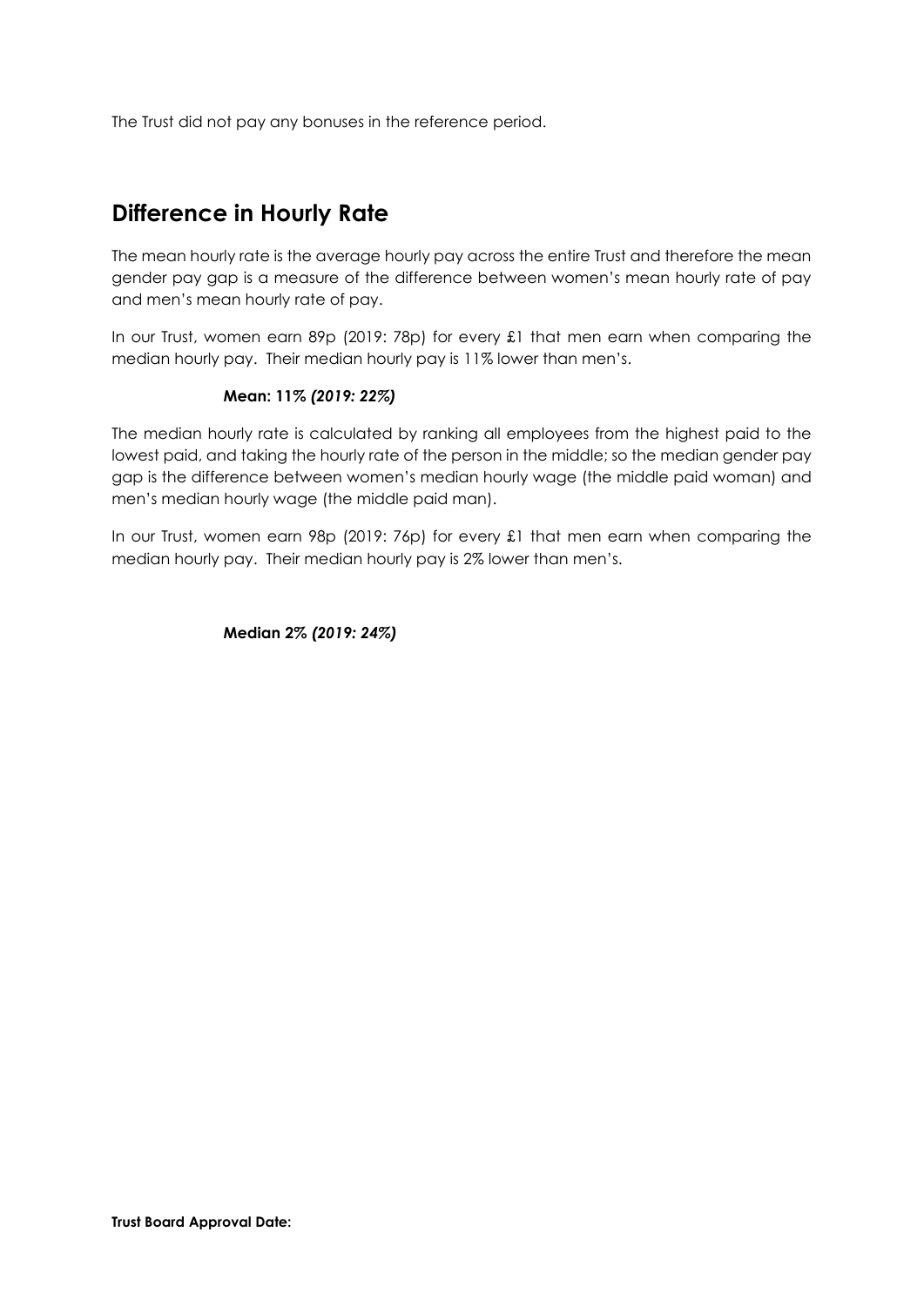The Trust did not pay any bonuses in the reference period.

## Difference in Hourly Rate

The mean hourly rate is the average hourly pay across the entire Trust and therefore the mean gender pay gap is a measure of the difference between women's mean hourly rate of pay and men's mean hourly rate of pay.

In our Trust, women earn 89p (2019: 78p) for every £1 that men earn when comparing the median hourly pay. Their median hourly pay is 11% lower than men's.

**Mean: 11% *(2019: 22%)***

The median hourly rate is calculated by ranking all employees from the highest paid to the lowest paid, and taking the hourly rate of the person in the middle; so the median gender pay gap is the difference between women's median hourly wage (the middle paid woman) and men's median hourly wage (the middle paid man).

In our Trust, women earn 98p (2019: 76p) for every £1 that men earn when comparing the median hourly pay. Their median hourly pay is 2% lower than men's.

**Median 2% *(2019: 24%)***

**Trust Board Approval Date:**